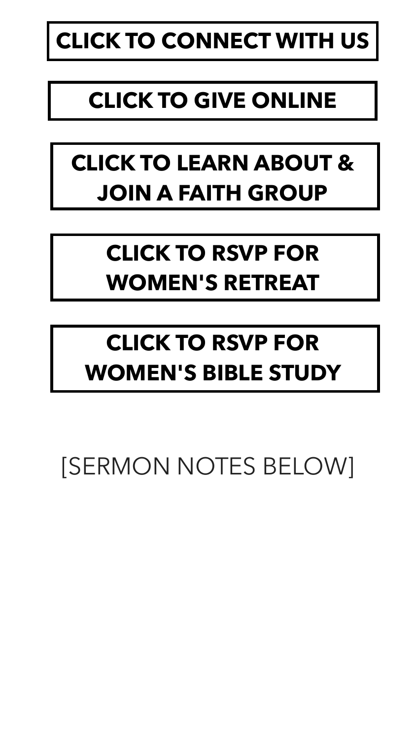**CLICK TO CONNECT WITH US**

**CLICK TO GIVE ONLINE**

**CLICK TO LEARN ABOUT & JOIN A FAITH GROUP**

**CLICK TO RSVP FOR WOMEN'S RETREAT**

**CLICK TO RSVP FOR WOMEN'S BIBLE STUDY**

[SERMON NOTES BELOW]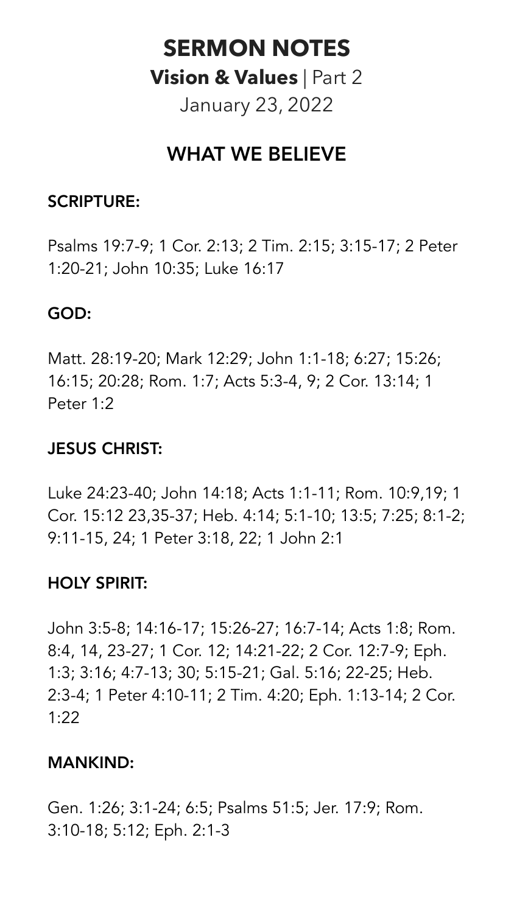# SERMON NOTES

**Vision & Values** | Part 2

January 23, 2022

## WHAT WE BELIEVE

### SCRIPTURE:

Psalms 19:7-9; 1 Cor. 2:13; 2 Tim. 2:15; 3:15-17; 2 Peter 1:20-21; John 10:35; Luke 16:17

### GOD:

Matt. 28:19-20; Mark 12:29; John 1:1-18; 6:27; 15:26; 16:15; 20:28; Rom. 1:7; Acts 5:3-4, 9; 2 Cor. 13:14; 1 Peter 1:2

### JESUS CHRIST:

Luke 24:23-40; John 14:18; Acts 1:1-11; Rom. 10:9,19; 1 Cor. 15:12 23,35-37; Heb. 4:14; 5:1-10; 13:5; 7:25; 8:1-2; 9:11-15, 24; 1 Peter 3:18, 22; 1 John 2:1

### HOLY SPIRIT:

John 3:5-8; 14:16-17; 15:26-27; 16:7-14; Acts 1:8; Rom. 8:4, 14, 23-27; 1 Cor. 12; 14:21-22; 2 Cor. 12:7-9; Eph. 1:3; 3:16; 4:7-13; 30; 5:15-21; Gal. 5:16; 22-25; Heb. 2:3-4; 1 Peter 4:10-11; 2 Tim. 4:20; Eph. 1:13-14; 2 Cor. 1:22

### MANKIND:

Gen. 1:26; 3:1-24; 6:5; Psalms 51:5; Jer. 17:9; Rom. 3:10-18; 5:12; Eph. 2:1-3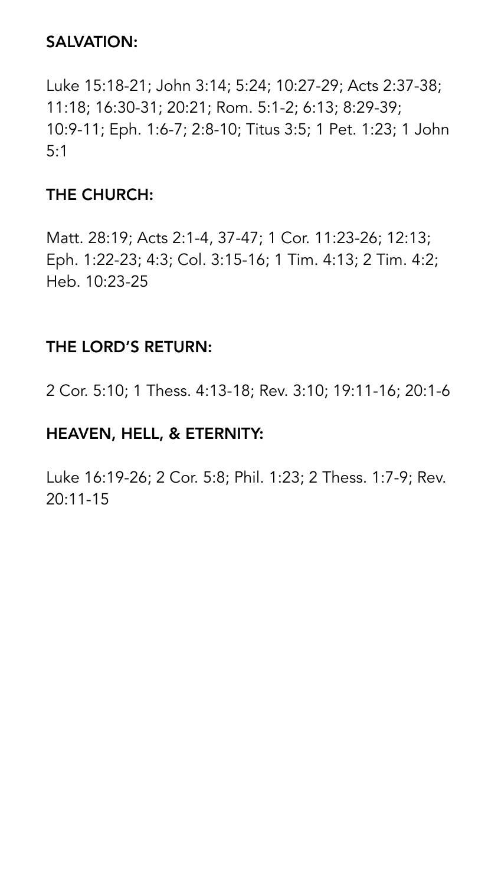### SALVATION:

Luke 15:18-21; John 3:14; 5:24; 10:27-29; Acts 2:37-38; 11:18; 16:30-31; 20:21; Rom. 5:1-2; 6:13; 8:29-39; 10:9-11; Eph. 1:6-7; 2:8-10; Titus 3:5; 1 Pet. 1:23; 1 John 5:1

### THE CHURCH:

Matt. 28:19; Acts 2:1-4, 37-47; 1 Cor. 11:23-26; 12:13; Eph. 1:22-23; 4:3; Col. 3:15-16; 1 Tim. 4:13; 2 Tim. 4:2; Heb. 10:23-25

### THE LORD'S RETURN:

2 Cor. 5:10; 1 Thess. 4:13-18; Rev. 3:10; 19:11-16; 20:1-6

### HEAVEN, HELL, & ETERNITY:

Luke 16:19-26; 2 Cor. 5:8; Phil. 1:23; 2 Thess. 1:7-9; Rev. 20:11-15